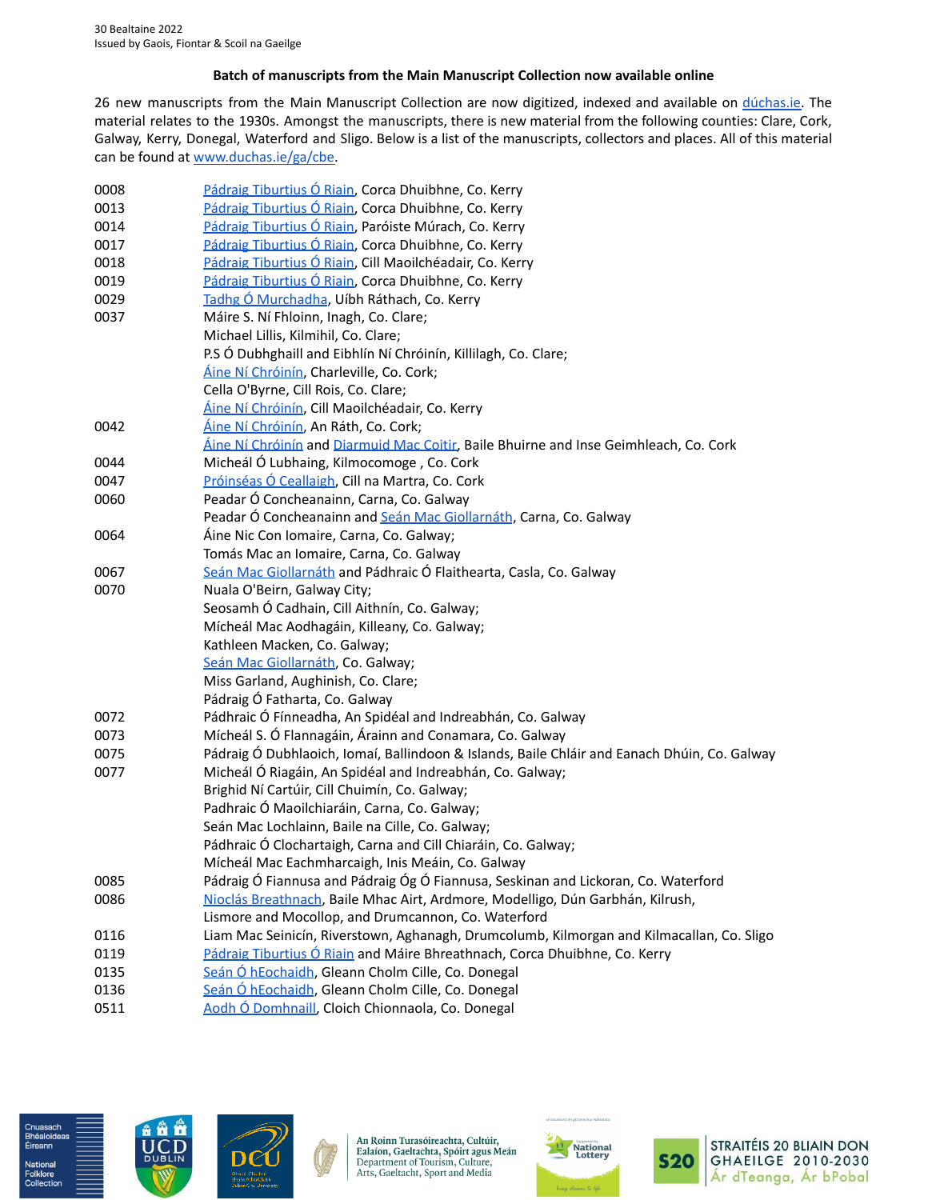30 Bealtaine 2022
Issued by Gaois, Fiontar & Scoil na Gaeilge

**Batch of manuscripts from the Main Manuscript Collection now available online**

26 new manuscripts from the Main Manuscript Collection are now digitized, indexed and available on dúchas.ie. The material relates to the 1930s. Amongst the manuscripts, there is new material from the following counties: Clare, Cork, Galway, Kerry, Donegal, Waterford and Sligo. Below is a list of the manuscripts, collectors and places. All of this material can be found at www.duchas.ie/ga/cbe.

| | |
|---|---|
| 0008 | Pádraig Tiburtius Ó Riain, Corca Dhuibhne, Co. Kerry |
| 0013 | Pádraig Tiburtius Ó Riain, Corca Dhuibhne, Co. Kerry |
| 0014 | Pádraig Tiburtius Ó Riain, Paróiste Múrach, Co. Kerry |
| 0017 | Pádraig Tiburtius Ó Riain, Corca Dhuibhne, Co. Kerry |
| 0018 | Pádraig Tiburtius Ó Riain, Cill Maoilchéadair, Co. Kerry |
| 0019 | Pádraig Tiburtius Ó Riain, Corca Dhuibhne, Co. Kerry |
| 0029 | Tadhg Ó Murchadha, Uíbh Ráthach, Co. Kerry |
| 0037 | Máire S. Ní Fhloinn, Inagh, Co. Clare;<br>Michael Lillis, Kilmihil, Co. Clare;<br>P.S Ó Dubhghaill and Eibhlín Ní Chróinín, Killilagh, Co. Clare;<br>Áine Ní Chróinín, Charleville, Co. Cork;<br>Cella O'Byrne, Cill Rois, Co. Clare;<br>Áine Ní Chróinín, Cill Maoilchéadair, Co. Kerry |
| 0042 | Áine Ní Chróinín, An Ráth, Co. Cork;<br>Áine Ní Chróinín and Diarmuid Mac Coitir, Baile Bhuirne and Inse Geimhleach, Co. Cork |
| 0044 | Micheál Ó Lubhaing, Kilmocomoge , Co. Cork |
| 0047 | Próinséas Ó Ceallaigh, Cill na Martra, Co. Cork |
| 0060 | Peadar Ó Concheanainn, Carna, Co. Galway<br>Peadar Ó Concheanainn and Seán Mac Giollarnáth, Carna, Co. Galway |
| 0064 | Áine Nic Con Iomaire, Carna, Co. Galway;<br>Tomás Mac an Iomaire, Carna, Co. Galway |
| 0067 | Seán Mac Giollarnáth and Pádhraic Ó Flaithearta, Casla, Co. Galway |
| 0070 | Nuala O'Beirn, Galway City;<br>Seosamh Ó Cadhain, Cill Aithnín, Co. Galway;<br>Mícheál Mac Aodhagáin, Killeany, Co. Galway;<br>Kathleen Macken, Co. Galway;<br>Seán Mac Giollarnáth, Co. Galway;<br>Miss Garland, Aughinish, Co. Clare;<br>Pádraig Ó Fatharta, Co. Galway |
| 0072 | Pádhraic Ó Fínneadha, An Spidéal and Indreabhán, Co. Galway |
| 0073 | Mícheál S. Ó Flannagáin, Árainn and Conamara, Co. Galway |
| 0075 | Pádraig Ó Dubhlaoich, Iomaí, Ballindoon & Islands, Baile Chláir and Eanach Dhúin, Co. Galway |
| 0077 | Micheál Ó Riagáin, An Spidéal and Indreabhán, Co. Galway;<br>Brighid Ní Cartúir, Cill Chuimín, Co. Galway;<br>Padhraic Ó Maoilchiaráin, Carna, Co. Galway;<br>Seán Mac Lochlainn, Baile na Cille, Co. Galway;<br>Pádhraic Ó Clochartaigh, Carna and Cill Chiaráin, Co. Galway;<br>Mícheál Mac Eachmharcaigh, Inis Meáin, Co. Galway |
| 0085 | Pádraig Ó Fiannusa and Pádraig Óg Ó Fiannusa, Seskinan and Lickoran, Co. Waterford |
| 0086 | Nioclás Breathnach, Baile Mhac Airt, Ardmore, Modelligo, Dún Garbhán, Kilrush, Lismore and Mocollop, and Drumcannon, Co. Waterford |
| 0116 | Liam Mac Seinicín, Riverstown, Aghanagh, Drumcolumb, Kilmorgan and Kilmacallan, Co. Sligo |
| 0119 | Pádraig Tiburtius Ó Riain and Máire Bhreathnach, Corca Dhuibhne, Co. Kerry |
| 0135 | Seán Ó hEochaidh, Gleann Cholm Cille, Co. Donegal |
| 0136 | Seán Ó hEochaidh, Gleann Cholm Cille, Co. Donegal |
| 0511 | Aodh Ó Domhnaill, Cloich Chionnaola, Co. Donegal |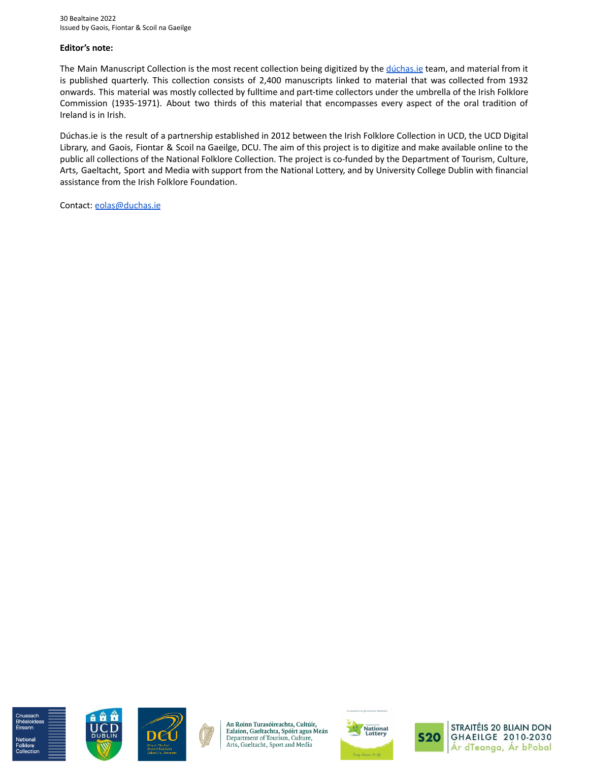30 Bealtaine 2022
Issued by Gaois, Fiontar & Scoil na Gaeilge

**Editor's note:**

The Main Manuscript Collection is the most recent collection being digitized by the dúchas.ie team, and material from it is published quarterly. This collection consists of 2,400 manuscripts linked to material that was collected from 1932 onwards. This material was mostly collected by fulltime and part-time collectors under the umbrella of the Irish Folklore Commission (1935-1971). About two thirds of this material that encompasses every aspect of the oral tradition of Ireland is in Irish.

Dúchas.ie is the result of a partnership established in 2012 between the Irish Folklore Collection in UCD, the UCD Digital Library, and Gaois, Fiontar & Scoil na Gaeilge, DCU. The aim of this project is to digitize and make available online to the public all collections of the National Folklore Collection. The project is co-funded by the Department of Tourism, Culture, Arts, Gaeltacht, Sport and Media with support from the National Lottery, and by University College Dublin with financial assistance from the Irish Folklore Foundation.

Contact: eolas@duchas.ie